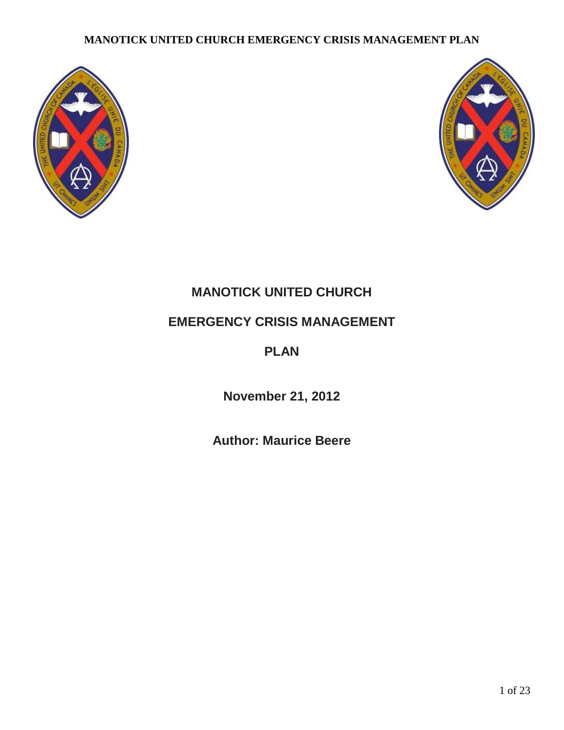# MANOTICK UNITED CHURCH

## EMERGENCY CRISIS MANAGEMENT

## PLAN

**November 21, 2012**

**Author: Maurice Beere**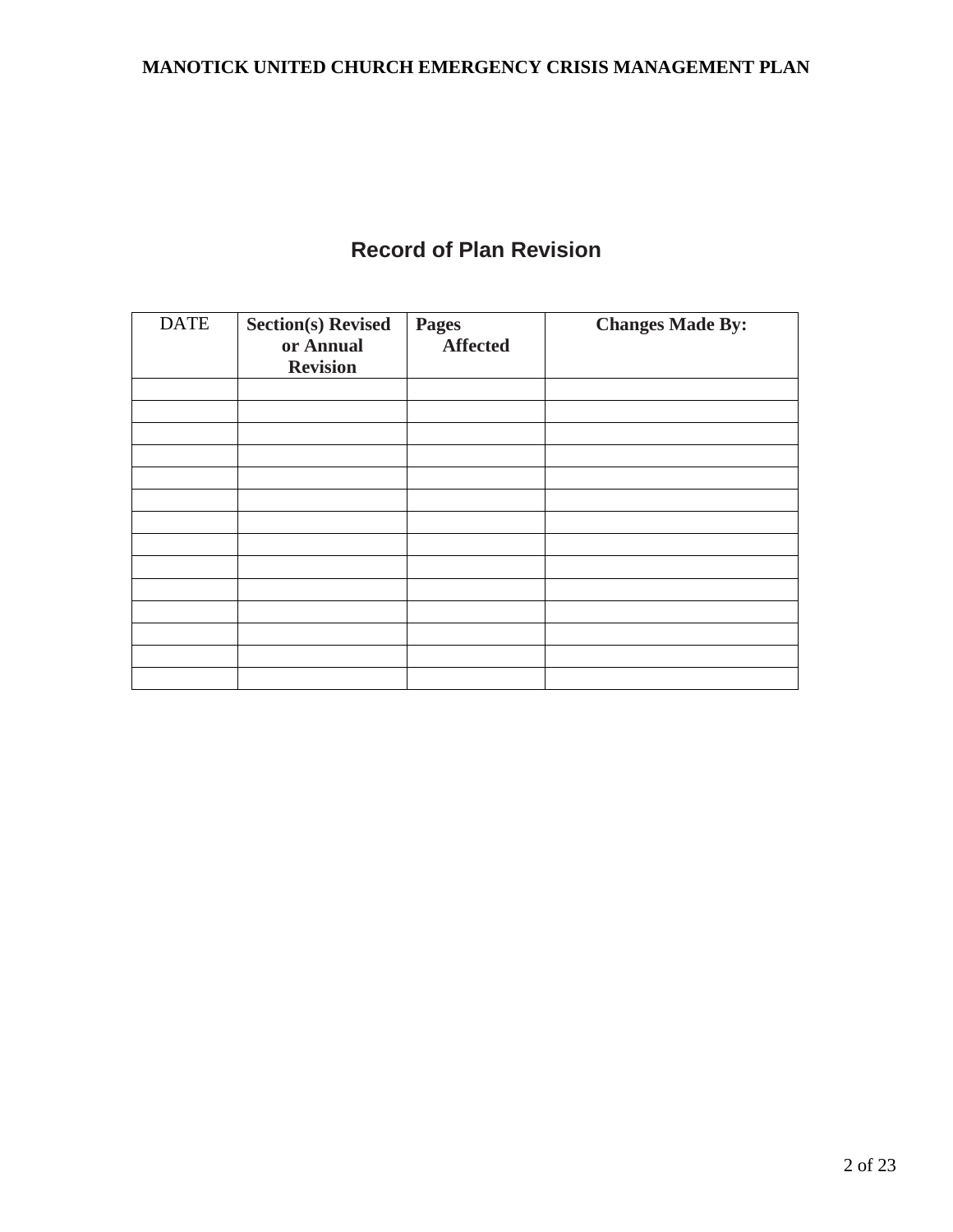# Record of Plan Revision

| DATE | Section(s) Revised or Annual Revision | Pages Affected | Changes Made By: |
|---|---|---|---|
| | | | |
| | | | |
| | | | |
| | | | |
| | | | |
| | | | |
| | | | |
| | | | |
| | | | |
| | | | |
| | | | |
| | | | |
| | | | |
| | | | |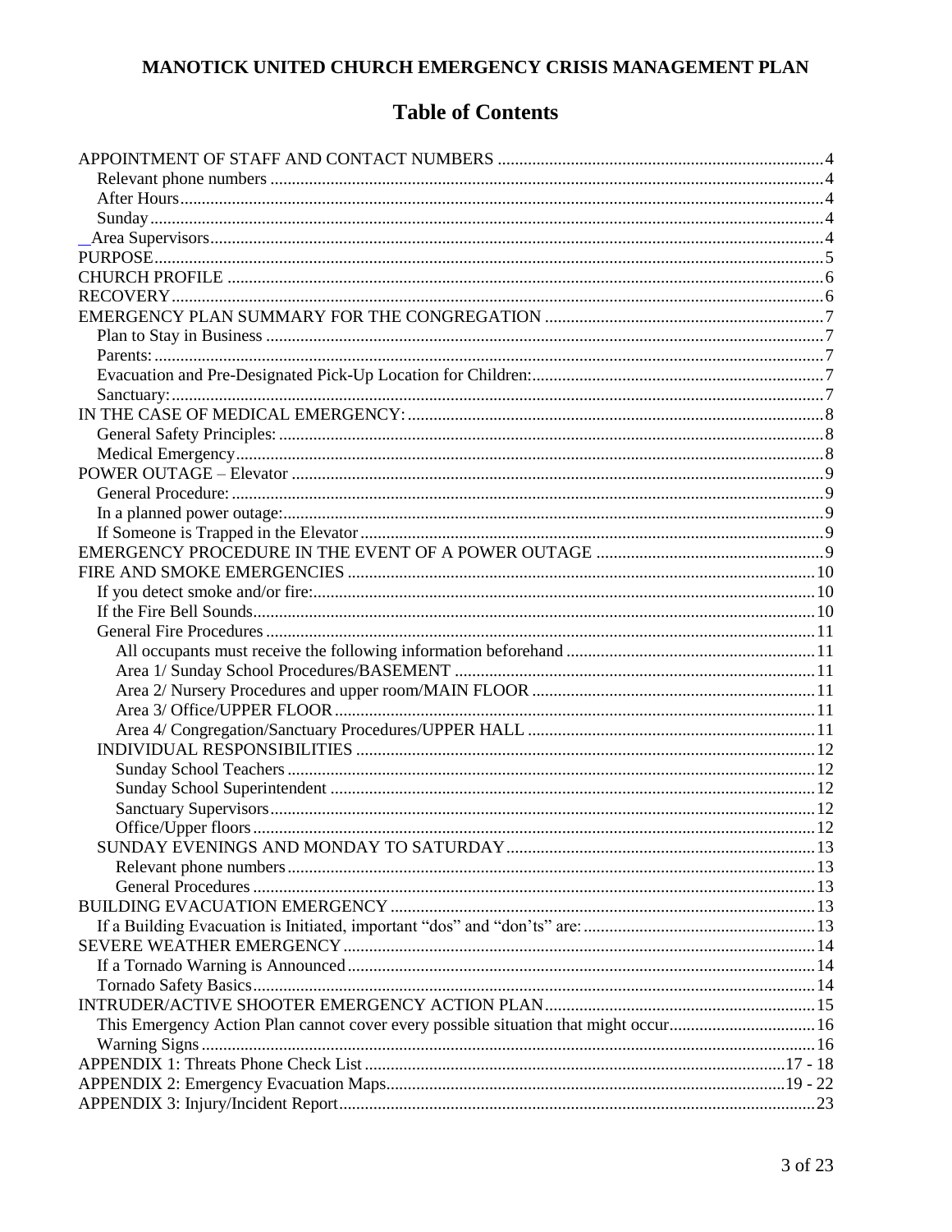# MANOTICK UNITED CHURCH EMERGENCY CRISIS MANAGEMENT PLAN

## Table of Contents

APPOINTMENT OF STAFF AND CONTACT NUMBERS .......... 4
- Relevant phone numbers .......... 4
- After Hours .......... 4
- Sunday .......... 4
- Area Supervisors .......... 4

PURPOSE .......... 5

CHURCH PROFILE .......... 6

RECOVERY .......... 6

EMERGENCY PLAN SUMMARY FOR THE CONGREGATION .......... 7
- Plan to Stay in Business .......... 7
- Parents: .......... 7
- Evacuation and Pre-Designated Pick-Up Location for Children: .......... 7
- Sanctuary: .......... 7

IN THE CASE OF MEDICAL EMERGENCY: .......... 8
- General Safety Principles: .......... 8
- Medical Emergency .......... 8

POWER OUTAGE – Elevator .......... 9
- General Procedure: .......... 9
- In a planned power outage: .......... 9
- If Someone is Trapped in the Elevator .......... 9

EMERGENCY PROCEDURE IN THE EVENT OF A POWER OUTAGE .......... 9

FIRE AND SMOKE EMERGENCIES .......... 10
- If you detect smoke and/or fire: .......... 10
- If the Fire Bell Sounds .......... 10
- General Fire Procedures .......... 11
  - All occupants must receive the following information beforehand .......... 11
  - Area 1/ Sunday School Procedures/BASEMENT .......... 11
  - Area 2/ Nursery Procedures and upper room/MAIN FLOOR .......... 11
  - Area 3/ Office/UPPER FLOOR .......... 11
  - Area 4/ Congregation/Sanctuary Procedures/UPPER HALL .......... 11
- INDIVIDUAL RESPONSIBILITIES .......... 12
  - Sunday School Teachers .......... 12
  - Sunday School Superintendent .......... 12
  - Sanctuary Supervisors .......... 12
  - Office/Upper floors .......... 12
- SUNDAY EVENINGS AND MONDAY TO SATURDAY .......... 13
  - Relevant phone numbers .......... 13
  - General Procedures .......... 13

BUILDING EVACUATION EMERGENCY .......... 13
- If a Building Evacuation is Initiated, important "dos" and "don'ts" are: .......... 13

SEVERE WEATHER EMERGENCY .......... 14
- If a Tornado Warning is Announced .......... 14
- Tornado Safety Basics .......... 14

INTRUDER/ACTIVE SHOOTER EMERGENCY ACTION PLAN .......... 15
- This Emergency Action Plan cannot cover every possible situation that might occur .......... 16
- Warning Signs .......... 16

APPENDIX 1: Threats Phone Check List .......... 17 - 18

APPENDIX 2: Emergency Evacuation Maps .......... 19 - 22

APPENDIX 3: Injury/Incident Report .......... 23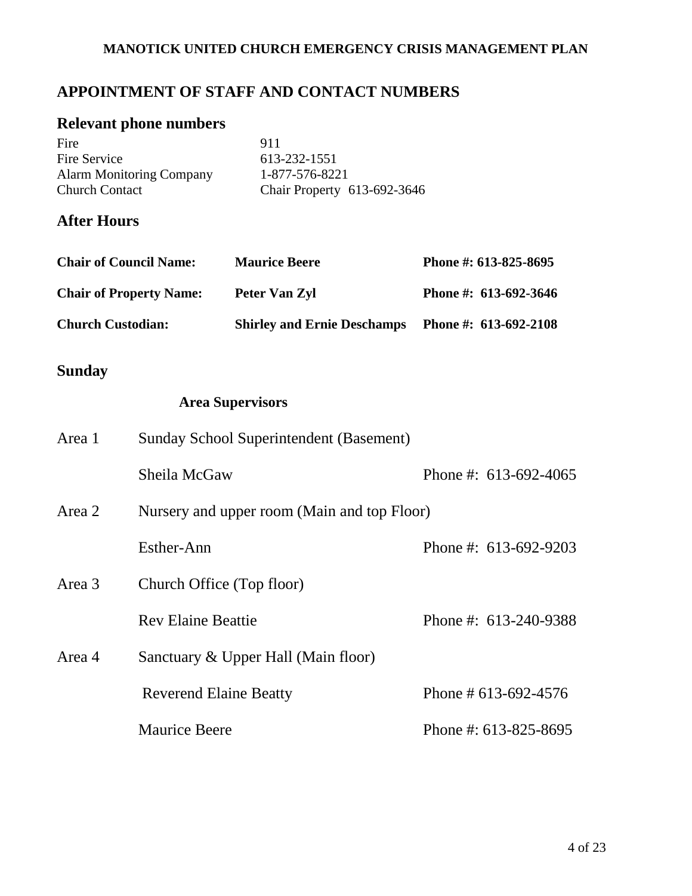## APPOINTMENT OF STAFF AND CONTACT NUMBERS

### Relevant phone numbers

| | |
|---|---|
| Fire | 911 |
| Fire Service | 613-232-1551 |
| Alarm Monitoring Company | 1-877-576-8221 |
| Church Contact | Chair Property 613-692-3646 |

### After Hours

| | | |
|---|---|---|
| **Chair of Council Name:** | **Maurice Beere** | **Phone #: 613-825-8695** |
| **Chair of Property Name:** | **Peter Van Zyl** | **Phone #: 613-692-3646** |
| **Church Custodian:** | **Shirley and Ernie Deschamps** | **Phone #: 613-692-2108** |

### Sunday

**Area Supervisors**

| | | |
|---|---|---|
| Area 1 | Sunday School Superintendent (Basement) | |
| | Sheila McGaw | Phone #: 613-692-4065 |
| Area 2 | Nursery and upper room (Main and top Floor) | |
| | Esther-Ann | Phone #: 613-692-9203 |
| Area 3 | Church Office (Top floor) | |
| | Rev Elaine Beattie | Phone #: 613-240-9388 |
| Area 4 | Sanctuary & Upper Hall (Main floor) | |
| | Reverend Elaine Beatty | Phone # 613-692-4576 |
| | Maurice Beere | Phone #: 613-825-8695 |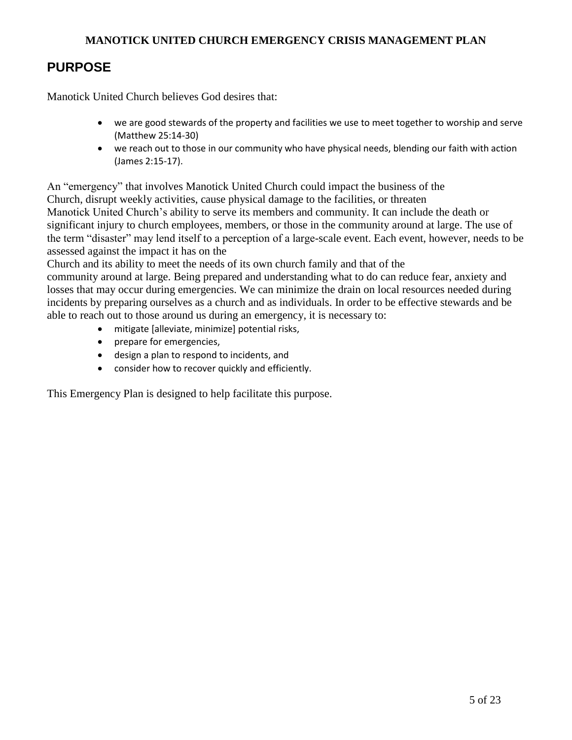## PURPOSE

Manotick United Church believes God desires that:

- we are good stewards of the property and facilities we use to meet together to worship and serve (Matthew 25:14-30)
- we reach out to those in our community who have physical needs, blending our faith with action (James 2:15-17).

An "emergency" that involves Manotick United Church could impact the business of the Church, disrupt weekly activities, cause physical damage to the facilities, or threaten Manotick United Church's ability to serve its members and community. It can include the death or significant injury to church employees, members, or those in the community around at large. The use of the term "disaster" may lend itself to a perception of a large-scale event. Each event, however, needs to be assessed against the impact it has on the Church and its ability to meet the needs of its own church family and that of the community around at large. Being prepared and understanding what to do can reduce fear, anxiety and losses that may occur during emergencies. We can minimize the drain on local resources needed during incidents by preparing ourselves as a church and as individuals. In order to be effective stewards and be able to reach out to those around us during an emergency, it is necessary to:

- mitigate [alleviate, minimize] potential risks,
- prepare for emergencies,
- design a plan to respond to incidents, and
- consider how to recover quickly and efficiently.

This Emergency Plan is designed to help facilitate this purpose.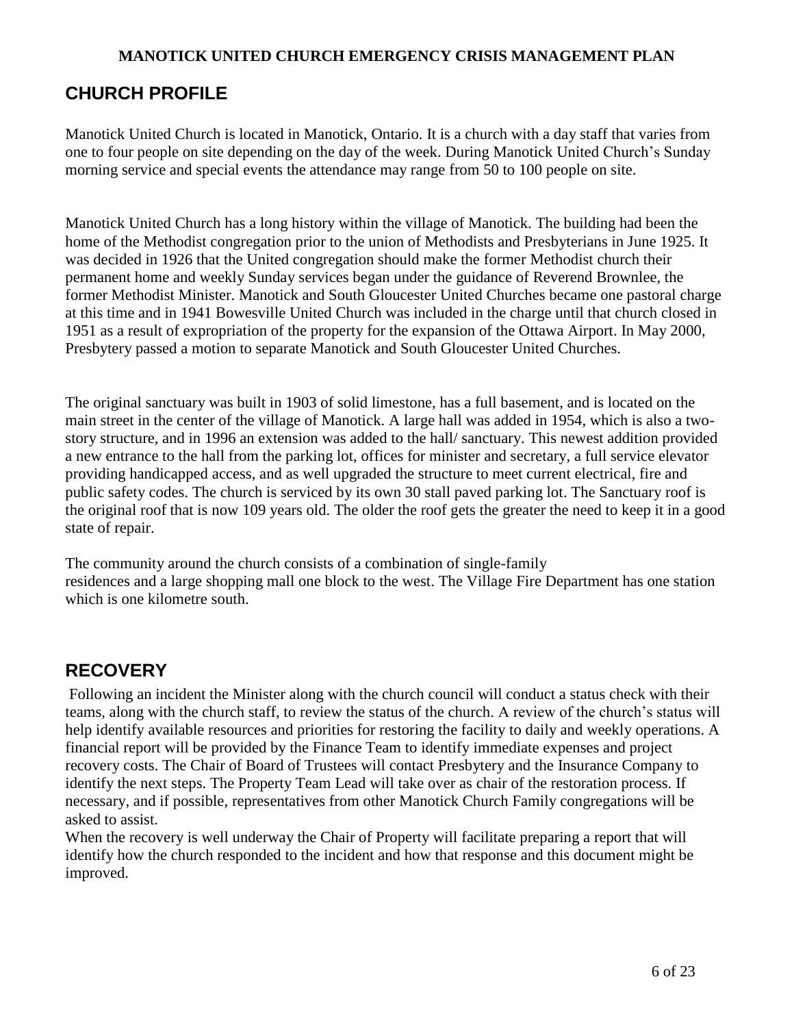**MANOTICK UNITED CHURCH EMERGENCY CRISIS MANAGEMENT PLAN**

## CHURCH PROFILE

Manotick United Church is located in Manotick, Ontario. It is a church with a day staff that varies from one to four people on site depending on the day of the week. During Manotick United Church's Sunday morning service and special events the attendance may range from 50 to 100 people on site.

Manotick United Church has a long history within the village of Manotick. The building had been the home of the Methodist congregation prior to the union of Methodists and Presbyterians in June 1925. It was decided in 1926 that the United congregation should make the former Methodist church their permanent home and weekly Sunday services began under the guidance of Reverend Brownlee, the former Methodist Minister. Manotick and South Gloucester United Churches became one pastoral charge at this time and in 1941 Bowesville United Church was included in the charge until that church closed in 1951 as a result of expropriation of the property for the expansion of the Ottawa Airport. In May 2000, Presbytery passed a motion to separate Manotick and South Gloucester United Churches.

The original sanctuary was built in 1903 of solid limestone, has a full basement, and is located on the main street in the center of the village of Manotick. A large hall was added in 1954, which is also a two-story structure, and in 1996 an extension was added to the hall/ sanctuary. This newest addition provided a new entrance to the hall from the parking lot, offices for minister and secretary, a full service elevator providing handicapped access, and as well upgraded the structure to meet current electrical, fire and public safety codes. The church is serviced by its own 30 stall paved parking lot. The Sanctuary roof is the original roof that is now 109 years old. The older the roof gets the greater the need to keep it in a good state of repair.

The community around the church consists of a combination of single-family residences and a large shopping mall one block to the west. The Village Fire Department has one station which is one kilometre south.

## RECOVERY

Following an incident the Minister along with the church council will conduct a status check with their teams, along with the church staff, to review the status of the church. A review of the church's status will help identify available resources and priorities for restoring the facility to daily and weekly operations. A financial report will be provided by the Finance Team to identify immediate expenses and project recovery costs. The Chair of Board of Trustees will contact Presbytery and the Insurance Company to identify the next steps. The Property Team Lead will take over as chair of the restoration process. If necessary, and if possible, representatives from other Manotick Church Family congregations will be asked to assist.

When the recovery is well underway the Chair of Property will facilitate preparing a report that will identify how the church responded to the incident and how that response and this document might be improved.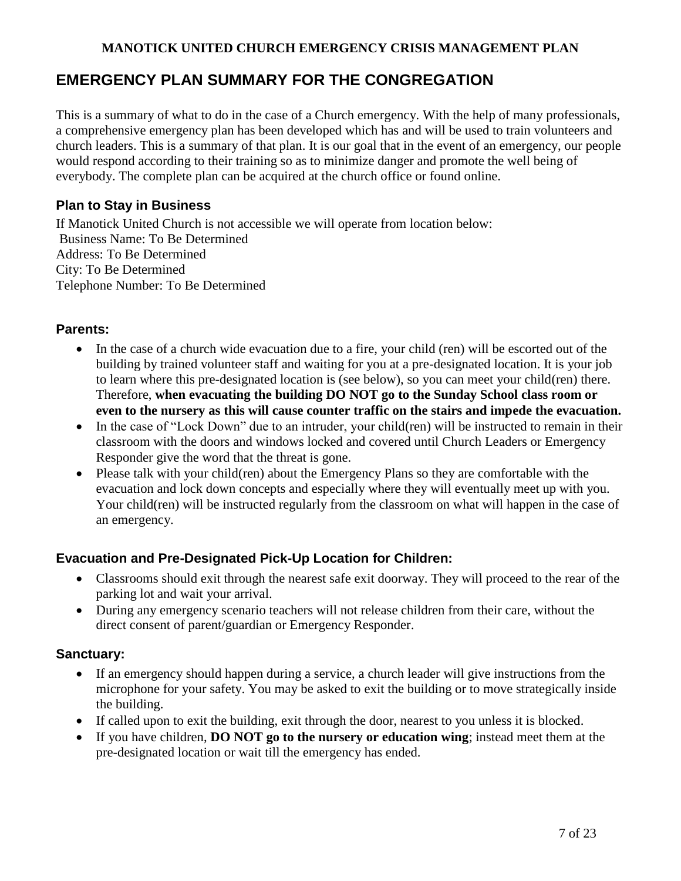MANOTICK UNITED CHURCH EMERGENCY CRISIS MANAGEMENT PLAN

# EMERGENCY PLAN SUMMARY FOR THE CONGREGATION

This is a summary of what to do in the case of a Church emergency. With the help of many professionals, a comprehensive emergency plan has been developed which has and will be used to train volunteers and church leaders. This is a summary of that plan. It is our goal that in the event of an emergency, our people would respond according to their training so as to minimize danger and promote the well being of everybody. The complete plan can be acquired at the church office or found online.

### Plan to Stay in Business

If Manotick United Church is not accessible we will operate from location below:
Business Name: To Be Determined
Address: To Be Determined
City: To Be Determined
Telephone Number: To Be Determined

### Parents:

- In the case of a church wide evacuation due to a fire, your child (ren) will be escorted out of the building by trained volunteer staff and waiting for you at a pre-designated location. It is your job to learn where this pre-designated location is (see below), so you can meet your child(ren) there. Therefore, **when evacuating the building DO NOT go to the Sunday School class room or even to the nursery as this will cause counter traffic on the stairs and impede the evacuation.**
- In the case of "Lock Down" due to an intruder, your child(ren) will be instructed to remain in their classroom with the doors and windows locked and covered until Church Leaders or Emergency Responder give the word that the threat is gone.
- Please talk with your child(ren) about the Emergency Plans so they are comfortable with the evacuation and lock down concepts and especially where they will eventually meet up with you. Your child(ren) will be instructed regularly from the classroom on what will happen in the case of an emergency.

### Evacuation and Pre-Designated Pick-Up Location for Children:

- Classrooms should exit through the nearest safe exit doorway. They will proceed to the rear of the parking lot and wait your arrival.
- During any emergency scenario teachers will not release children from their care, without the direct consent of parent/guardian or Emergency Responder.

### Sanctuary:

- If an emergency should happen during a service, a church leader will give instructions from the microphone for your safety. You may be asked to exit the building or to move strategically inside the building.
- If called upon to exit the building, exit through the door, nearest to you unless it is blocked.
- If you have children, **DO NOT go to the nursery or education wing**; instead meet them at the pre-designated location or wait till the emergency has ended.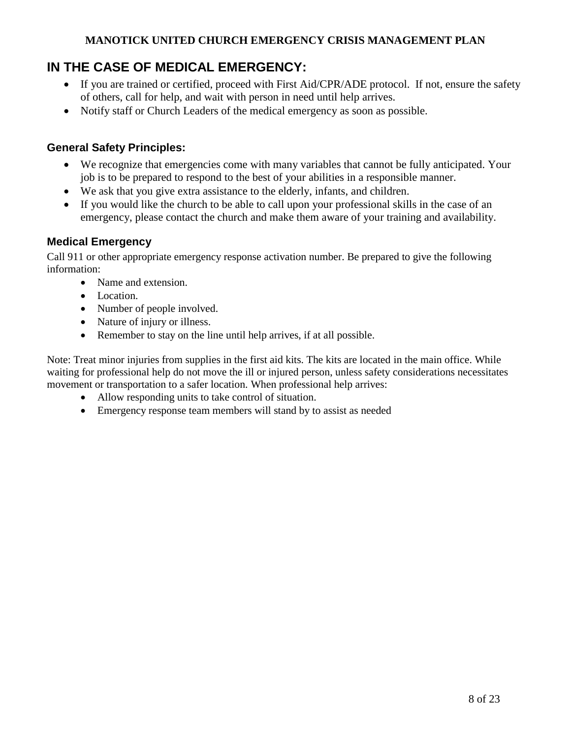## IN THE CASE OF MEDICAL EMERGENCY:

- If you are trained or certified, proceed with First Aid/CPR/ADE protocol. If not, ensure the safety of others, call for help, and wait with person in need until help arrives.
- Notify staff or Church Leaders of the medical emergency as soon as possible.

### General Safety Principles:

- We recognize that emergencies come with many variables that cannot be fully anticipated. Your job is to be prepared to respond to the best of your abilities in a responsible manner.
- We ask that you give extra assistance to the elderly, infants, and children.
- If you would like the church to be able to call upon your professional skills in the case of an emergency, please contact the church and make them aware of your training and availability.

### Medical Emergency

Call 911 or other appropriate emergency response activation number. Be prepared to give the following information:

- Name and extension.
- Location.
- Number of people involved.
- Nature of injury or illness.
- Remember to stay on the line until help arrives, if at all possible.

Note: Treat minor injuries from supplies in the first aid kits. The kits are located in the main office. While waiting for professional help do not move the ill or injured person, unless safety considerations necessitates movement or transportation to a safer location. When professional help arrives:

- Allow responding units to take control of situation.
- Emergency response team members will stand by to assist as needed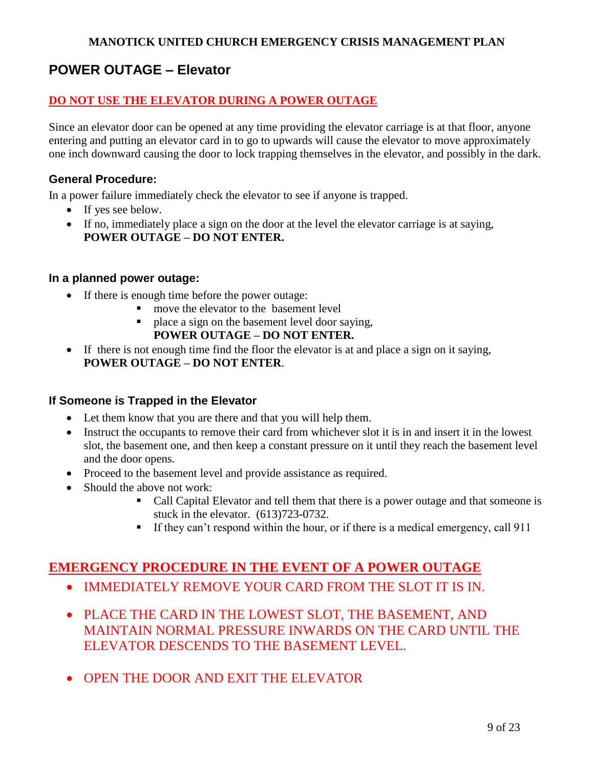## POWER OUTAGE – Elevator

**DO NOT USE THE ELEVATOR DURING A POWER OUTAGE**

Since an elevator door can be opened at any time providing the elevator carriage is at that floor, anyone entering and putting an elevator card in to go to upwards will cause the elevator to move approximately one inch downward causing the door to lock trapping themselves in the elevator, and possibly in the dark.

### General Procedure:

In a power failure immediately check the elevator to see if anyone is trapped.

- If yes see below.
- If no, immediately place a sign on the door at the level the elevator carriage is at saying, **POWER OUTAGE – DO NOT ENTER.**

### In a planned power outage:

- If there is enough time before the power outage:
  - move the elevator to the basement level
  - place a sign on the basement level door saying, **POWER OUTAGE – DO NOT ENTER.**
- If there is not enough time find the floor the elevator is at and place a sign on it saying, **POWER OUTAGE – DO NOT ENTER**.

### If Someone is Trapped in the Elevator

- Let them know that you are there and that you will help them.
- Instruct the occupants to remove their card from whichever slot it is in and insert it in the lowest slot, the basement one, and then keep a constant pressure on it until they reach the basement level and the door opens.
- Proceed to the basement level and provide assistance as required.
- Should the above not work:
  - Call Capital Elevator and tell them that there is a power outage and that someone is stuck in the elevator. (613)723-0732.
  - If they can't respond within the hour, or if there is a medical emergency, call 911

## EMERGENCY PROCEDURE IN THE EVENT OF A POWER OUTAGE

- IMMEDIATELY REMOVE YOUR CARD FROM THE SLOT IT IS IN.
- PLACE THE CARD IN THE LOWEST SLOT, THE BASEMENT, AND MAINTAIN NORMAL PRESSURE INWARDS ON THE CARD UNTIL THE ELEVATOR DESCENDS TO THE BASEMENT LEVEL.
- OPEN THE DOOR AND EXIT THE ELEVATOR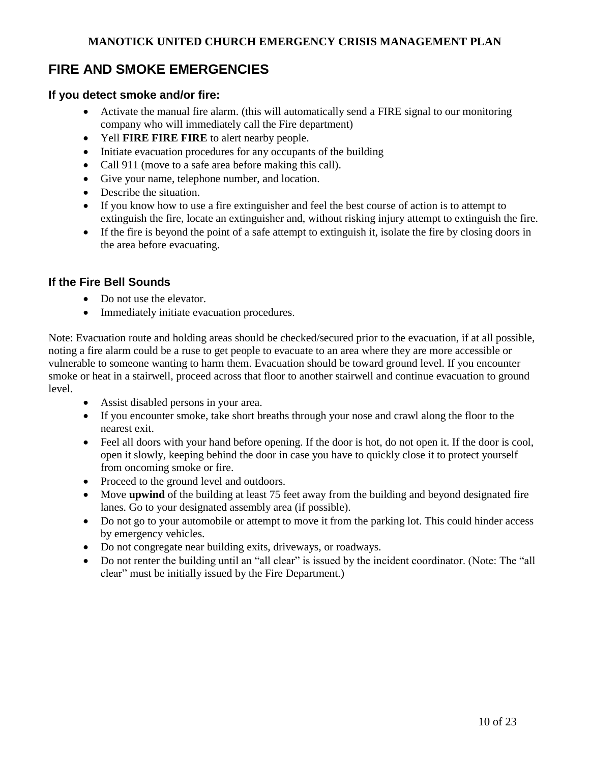# FIRE AND SMOKE EMERGENCIES

### If you detect smoke and/or fire:

- Activate the manual fire alarm. (this will automatically send a FIRE signal to our monitoring company who will immediately call the Fire department)
- Yell **FIRE FIRE FIRE** to alert nearby people.
- Initiate evacuation procedures for any occupants of the building
- Call 911 (move to a safe area before making this call).
- Give your name, telephone number, and location.
- Describe the situation.
- If you know how to use a fire extinguisher and feel the best course of action is to attempt to extinguish the fire, locate an extinguisher and, without risking injury attempt to extinguish the fire.
- If the fire is beyond the point of a safe attempt to extinguish it, isolate the fire by closing doors in the area before evacuating.

### If the Fire Bell Sounds

- Do not use the elevator.
- Immediately initiate evacuation procedures.

Note: Evacuation route and holding areas should be checked/secured prior to the evacuation, if at all possible, noting a fire alarm could be a ruse to get people to evacuate to an area where they are more accessible or vulnerable to someone wanting to harm them. Evacuation should be toward ground level. If you encounter smoke or heat in a stairwell, proceed across that floor to another stairwell and continue evacuation to ground level.

- Assist disabled persons in your area.
- If you encounter smoke, take short breaths through your nose and crawl along the floor to the nearest exit.
- Feel all doors with your hand before opening. If the door is hot, do not open it. If the door is cool, open it slowly, keeping behind the door in case you have to quickly close it to protect yourself from oncoming smoke or fire.
- Proceed to the ground level and outdoors.
- Move **upwind** of the building at least 75 feet away from the building and beyond designated fire lanes. Go to your designated assembly area (if possible).
- Do not go to your automobile or attempt to move it from the parking lot. This could hinder access by emergency vehicles.
- Do not congregate near building exits, driveways, or roadways.
- Do not renter the building until an "all clear" is issued by the incident coordinator. (Note: The "all clear" must be initially issued by the Fire Department.)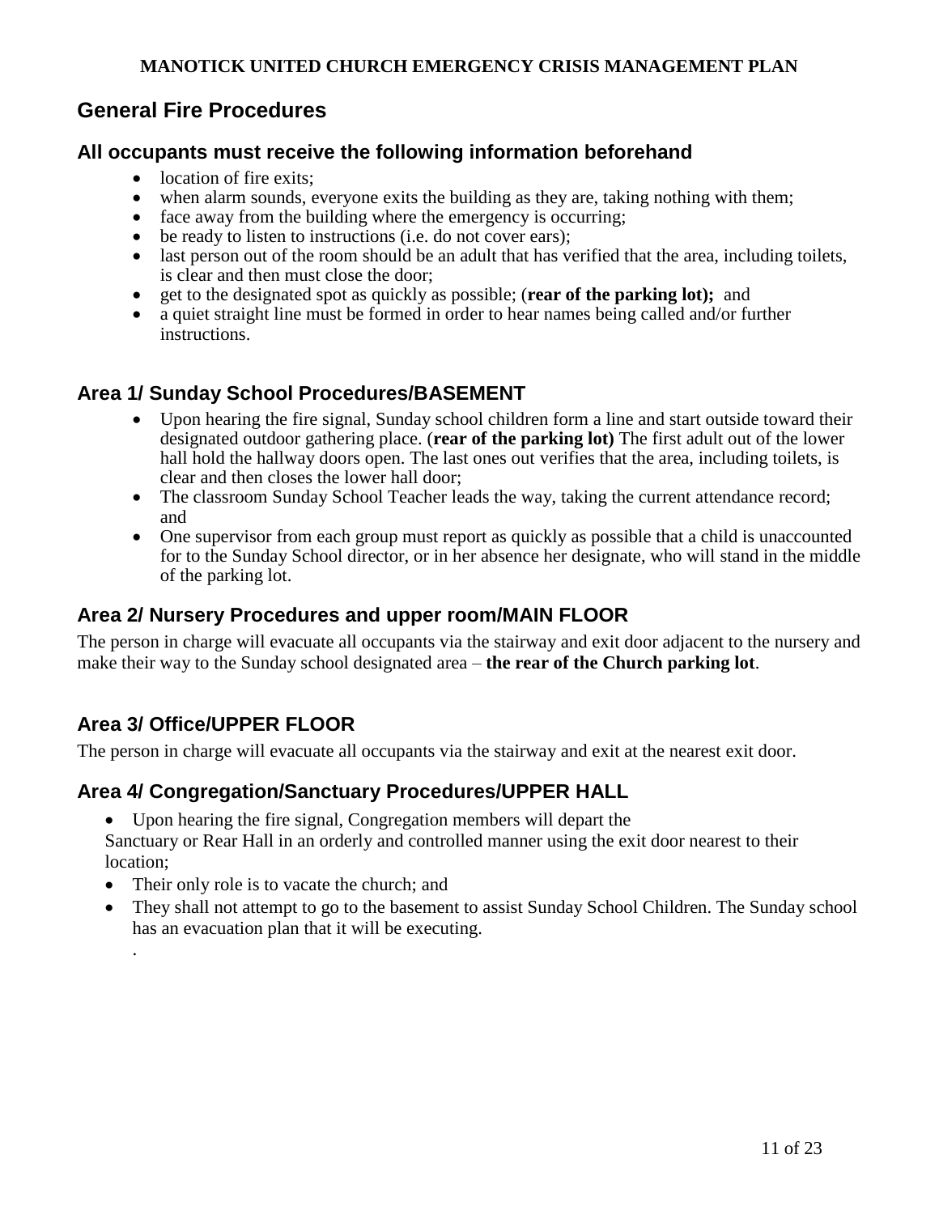## General Fire Procedures

### All occupants must receive the following information beforehand

- location of fire exits;
- when alarm sounds, everyone exits the building as they are, taking nothing with them;
- face away from the building where the emergency is occurring;
- be ready to listen to instructions (i.e. do not cover ears);
- last person out of the room should be an adult that has verified that the area, including toilets, is clear and then must close the door;
- get to the designated spot as quickly as possible; (**rear of the parking lot);** and
- a quiet straight line must be formed in order to hear names being called and/or further instructions.

### Area 1/ Sunday School Procedures/BASEMENT

- Upon hearing the fire signal, Sunday school children form a line and start outside toward their designated outdoor gathering place. (**rear of the parking lot)** The first adult out of the lower hall hold the hallway doors open. The last ones out verifies that the area, including toilets, is clear and then closes the lower hall door;
- The classroom Sunday School Teacher leads the way, taking the current attendance record; and
- One supervisor from each group must report as quickly as possible that a child is unaccounted for to the Sunday School director, or in her absence her designate, who will stand in the middle of the parking lot.

### Area 2/ Nursery Procedures and upper room/MAIN FLOOR

The person in charge will evacuate all occupants via the stairway and exit door adjacent to the nursery and make their way to the Sunday school designated area – **the rear of the Church parking lot**.

### Area 3/ Office/UPPER FLOOR

The person in charge will evacuate all occupants via the stairway and exit at the nearest exit door.

### Area 4/ Congregation/Sanctuary Procedures/UPPER HALL

- Upon hearing the fire signal, Congregation members will depart the Sanctuary or Rear Hall in an orderly and controlled manner using the exit door nearest to their location;
- Their only role is to vacate the church; and
- They shall not attempt to go to the basement to assist Sunday School Children. The Sunday school has an evacuation plan that it will be executing.

.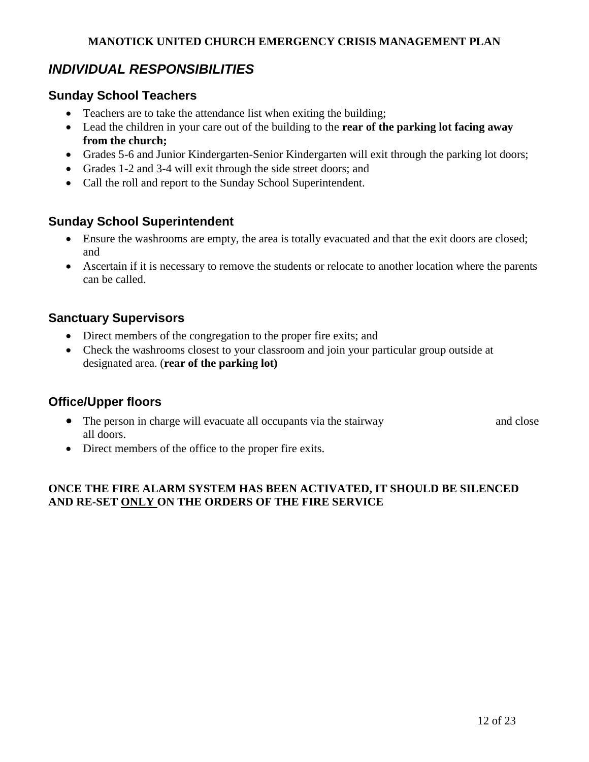## *INDIVIDUAL RESPONSIBILITIES*

### Sunday School Teachers

- Teachers are to take the attendance list when exiting the building;
- Lead the children in your care out of the building to the **rear of the parking lot facing away from the church;**
- Grades 5-6 and Junior Kindergarten-Senior Kindergarten will exit through the parking lot doors;
- Grades 1-2 and 3-4 will exit through the side street doors; and
- Call the roll and report to the Sunday School Superintendent.

### Sunday School Superintendent

- Ensure the washrooms are empty, the area is totally evacuated and that the exit doors are closed; and
- Ascertain if it is necessary to remove the students or relocate to another location where the parents can be called.

### Sanctuary Supervisors

- Direct members of the congregation to the proper fire exits; and
- Check the washrooms closest to your classroom and join your particular group outside at designated area. (**rear of the parking lot)**

### Office/Upper floors

- The person in charge will evacuate all occupants via the stairway and close all doors.
- Direct members of the office to the proper fire exits.

**ONCE THE FIRE ALARM SYSTEM HAS BEEN ACTIVATED, IT SHOULD BE SILENCED AND RE-SET <u>ONLY</u> ON THE ORDERS OF THE FIRE SERVICE**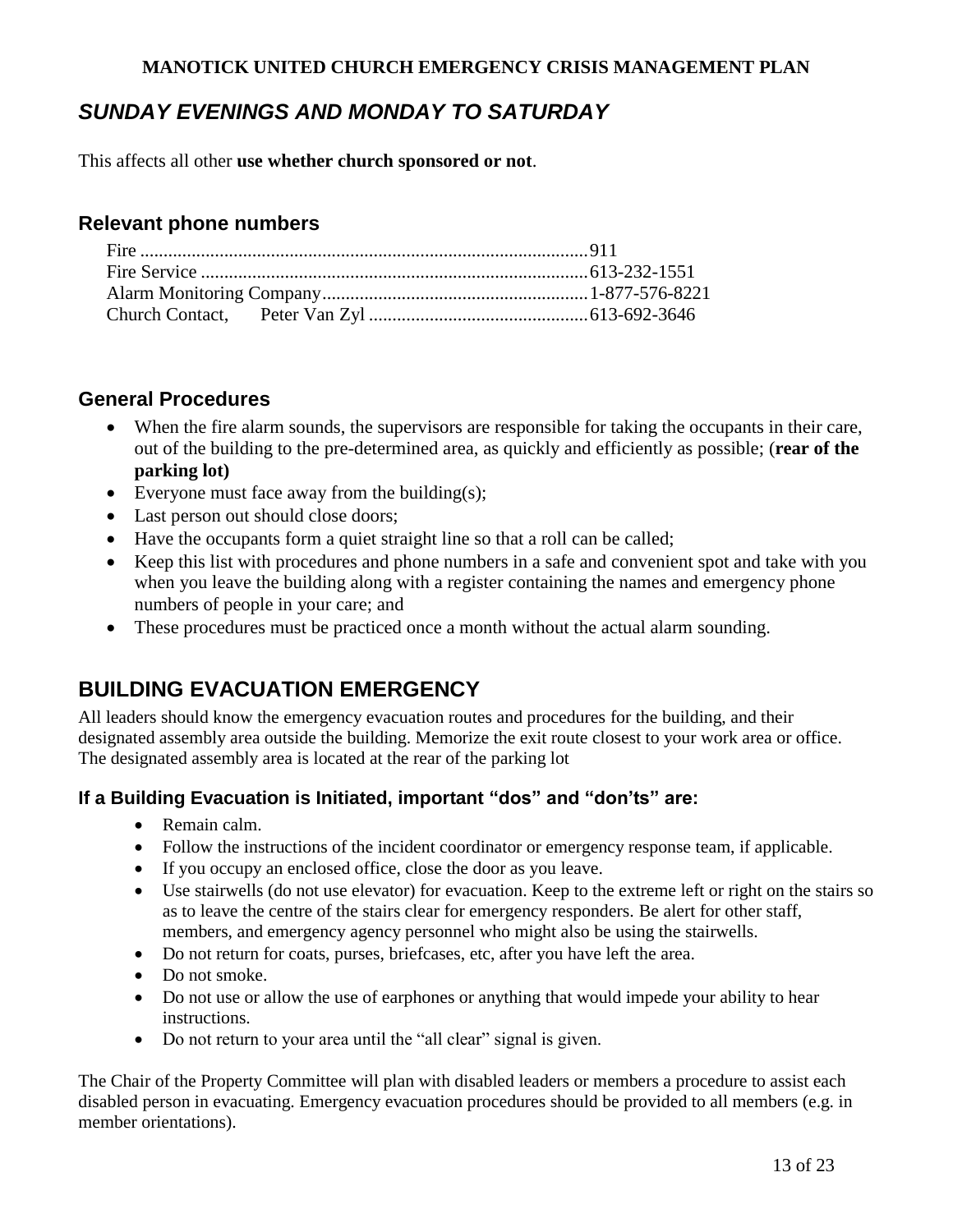**MANOTICK UNITED CHURCH EMERGENCY CRISIS MANAGEMENT PLAN**

## *SUNDAY EVENINGS AND MONDAY TO SATURDAY*

This affects all other **use whether church sponsored or not**.

### Relevant phone numbers

Fire ............................................................................................ 911
Fire Service ................................................................................ 613-232-1551
Alarm Monitoring Company ....................................................... 1-877-576-8221
Church Contact, Peter Van Zyl .............................................. 613-692-3646

### General Procedures

- When the fire alarm sounds, the supervisors are responsible for taking the occupants in their care, out of the building to the pre-determined area, as quickly and efficiently as possible; (**rear of the parking lot)**
- Everyone must face away from the building(s);
- Last person out should close doors;
- Have the occupants form a quiet straight line so that a roll can be called;
- Keep this list with procedures and phone numbers in a safe and convenient spot and take with you when you leave the building along with a register containing the names and emergency phone numbers of people in your care; and
- These procedures must be practiced once a month without the actual alarm sounding.

## BUILDING EVACUATION EMERGENCY

All leaders should know the emergency evacuation routes and procedures for the building, and their designated assembly area outside the building. Memorize the exit route closest to your work area or office. The designated assembly area is located at the rear of the parking lot

### If a Building Evacuation is Initiated, important "dos" and "don'ts" are:

- Remain calm.
- Follow the instructions of the incident coordinator or emergency response team, if applicable.
- If you occupy an enclosed office, close the door as you leave.
- Use stairwells (do not use elevator) for evacuation. Keep to the extreme left or right on the stairs so as to leave the centre of the stairs clear for emergency responders. Be alert for other staff, members, and emergency agency personnel who might also be using the stairwells.
- Do not return for coats, purses, briefcases, etc, after you have left the area.
- Do not smoke.
- Do not use or allow the use of earphones or anything that would impede your ability to hear instructions.
- Do not return to your area until the "all clear" signal is given.

The Chair of the Property Committee will plan with disabled leaders or members a procedure to assist each disabled person in evacuating. Emergency evacuation procedures should be provided to all members (e.g. in member orientations).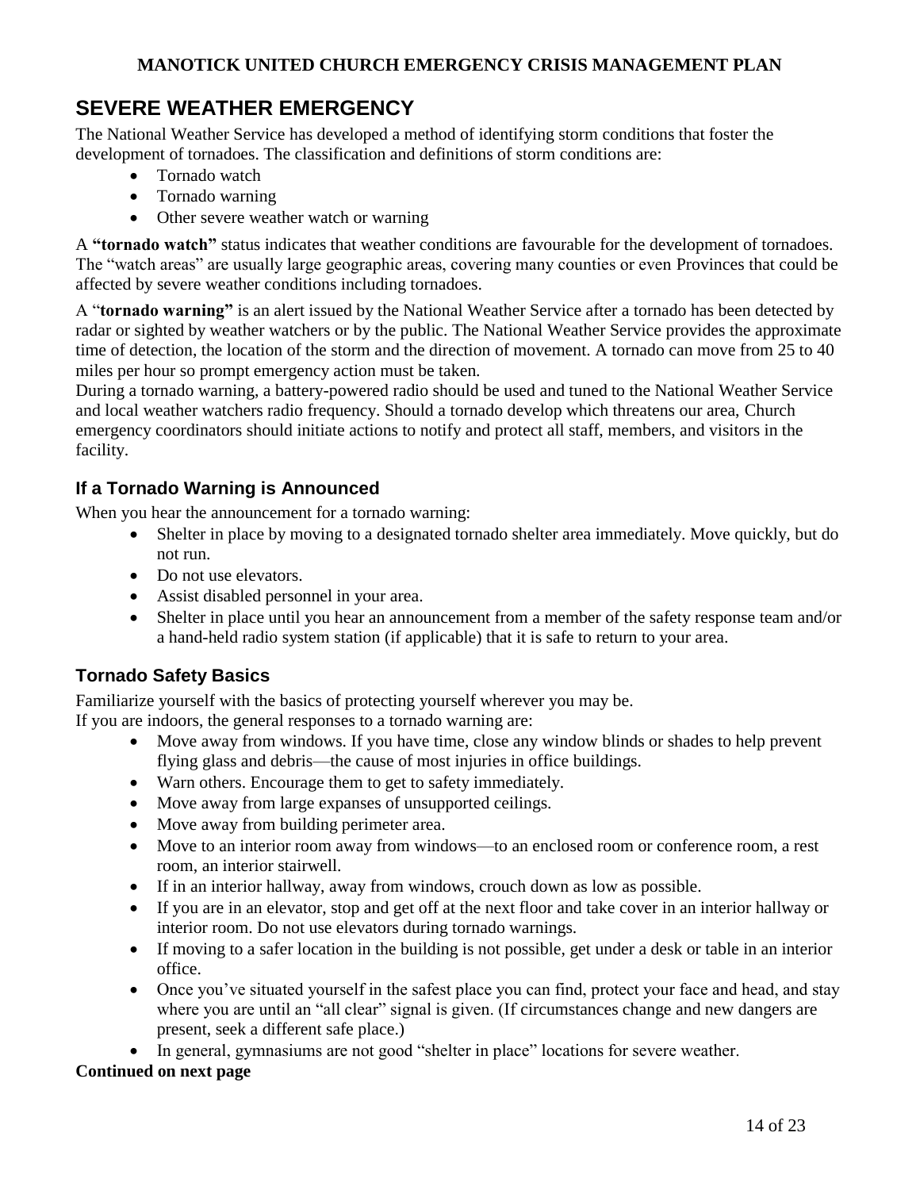## SEVERE WEATHER EMERGENCY

The National Weather Service has developed a method of identifying storm conditions that foster the development of tornadoes. The classification and definitions of storm conditions are:

- Tornado watch
- Tornado warning
- Other severe weather watch or warning

A **"tornado watch"** status indicates that weather conditions are favourable for the development of tornadoes. The "watch areas" are usually large geographic areas, covering many counties or even Provinces that could be affected by severe weather conditions including tornadoes.

A "**tornado warning"** is an alert issued by the National Weather Service after a tornado has been detected by radar or sighted by weather watchers or by the public. The National Weather Service provides the approximate time of detection, the location of the storm and the direction of movement. A tornado can move from 25 to 40 miles per hour so prompt emergency action must be taken.

During a tornado warning, a battery-powered radio should be used and tuned to the National Weather Service and local weather watchers radio frequency. Should a tornado develop which threatens our area, Church emergency coordinators should initiate actions to notify and protect all staff, members, and visitors in the facility.

### If a Tornado Warning is Announced

When you hear the announcement for a tornado warning:

- Shelter in place by moving to a designated tornado shelter area immediately. Move quickly, but do not run.
- Do not use elevators.
- Assist disabled personnel in your area.
- Shelter in place until you hear an announcement from a member of the safety response team and/or a hand-held radio system station (if applicable) that it is safe to return to your area.

### Tornado Safety Basics

Familiarize yourself with the basics of protecting yourself wherever you may be.
If you are indoors, the general responses to a tornado warning are:

- Move away from windows. If you have time, close any window blinds or shades to help prevent flying glass and debris—the cause of most injuries in office buildings.
- Warn others. Encourage them to get to safety immediately.
- Move away from large expanses of unsupported ceilings.
- Move away from building perimeter area.
- Move to an interior room away from windows—to an enclosed room or conference room, a rest room, an interior stairwell.
- If in an interior hallway, away from windows, crouch down as low as possible.
- If you are in an elevator, stop and get off at the next floor and take cover in an interior hallway or interior room. Do not use elevators during tornado warnings.
- If moving to a safer location in the building is not possible, get under a desk or table in an interior office.
- Once you've situated yourself in the safest place you can find, protect your face and head, and stay where you are until an "all clear" signal is given. (If circumstances change and new dangers are present, seek a different safe place.)
- In general, gymnasiums are not good "shelter in place" locations for severe weather.

**Continued on next page**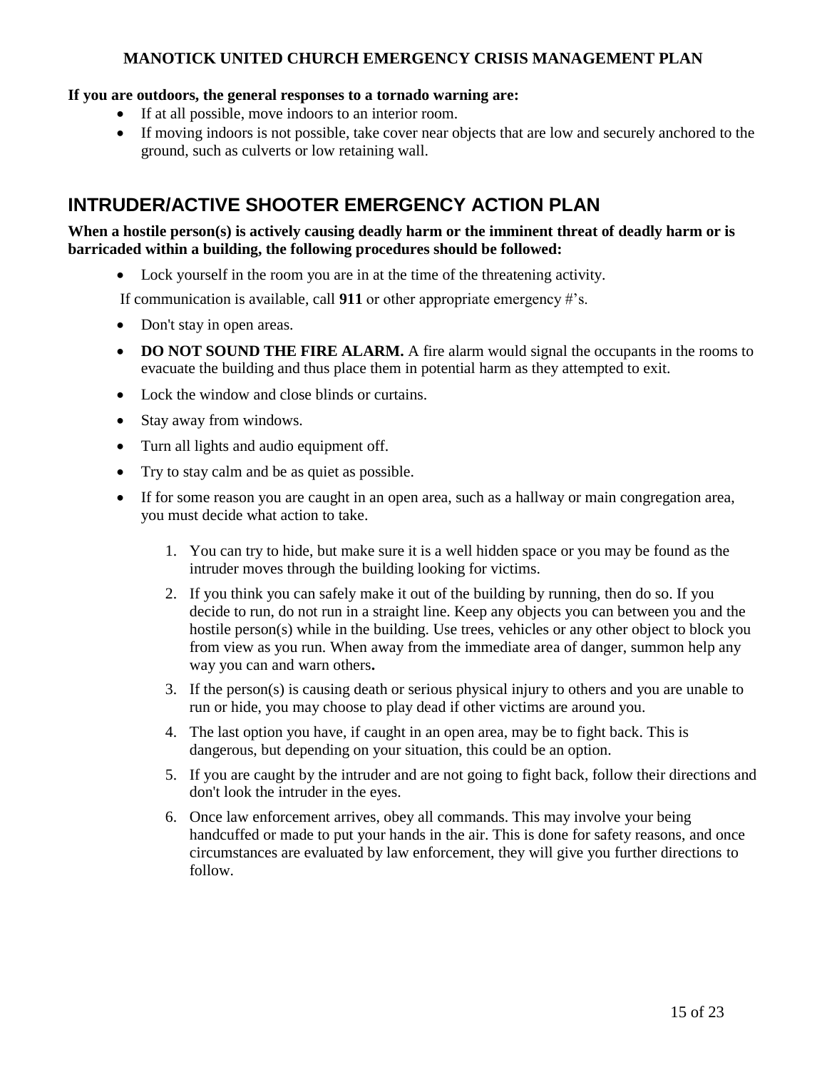**If you are outdoors, the general responses to a tornado warning are:**

- If at all possible, move indoors to an interior room.
- If moving indoors is not possible, take cover near objects that are low and securely anchored to the ground, such as culverts or low retaining wall.

## INTRUDER/ACTIVE SHOOTER EMERGENCY ACTION PLAN

**When a hostile person(s) is actively causing deadly harm or the imminent threat of deadly harm or is barricaded within a building, the following procedures should be followed:**

- Lock yourself in the room you are in at the time of the threatening activity.

If communication is available, call **911** or other appropriate emergency #'s.

- Don't stay in open areas.
- **DO NOT SOUND THE FIRE ALARM.** A fire alarm would signal the occupants in the rooms to evacuate the building and thus place them in potential harm as they attempted to exit.
- Lock the window and close blinds or curtains.
- Stay away from windows.
- Turn all lights and audio equipment off.
- Try to stay calm and be as quiet as possible.
- If for some reason you are caught in an open area, such as a hallway or main congregation area, you must decide what action to take.
    1. You can try to hide, but make sure it is a well hidden space or you may be found as the intruder moves through the building looking for victims.
    2. If you think you can safely make it out of the building by running, then do so. If you decide to run, do not run in a straight line. Keep any objects you can between you and the hostile person(s) while in the building. Use trees, vehicles or any other object to block you from view as you run. When away from the immediate area of danger, summon help any way you can and warn others**.**
    3. If the person(s) is causing death or serious physical injury to others and you are unable to run or hide, you may choose to play dead if other victims are around you.
    4. The last option you have, if caught in an open area, may be to fight back. This is dangerous, but depending on your situation, this could be an option.
    5. If you are caught by the intruder and are not going to fight back, follow their directions and don't look the intruder in the eyes.
    6. Once law enforcement arrives, obey all commands. This may involve your being handcuffed or made to put your hands in the air. This is done for safety reasons, and once circumstances are evaluated by law enforcement, they will give you further directions to follow.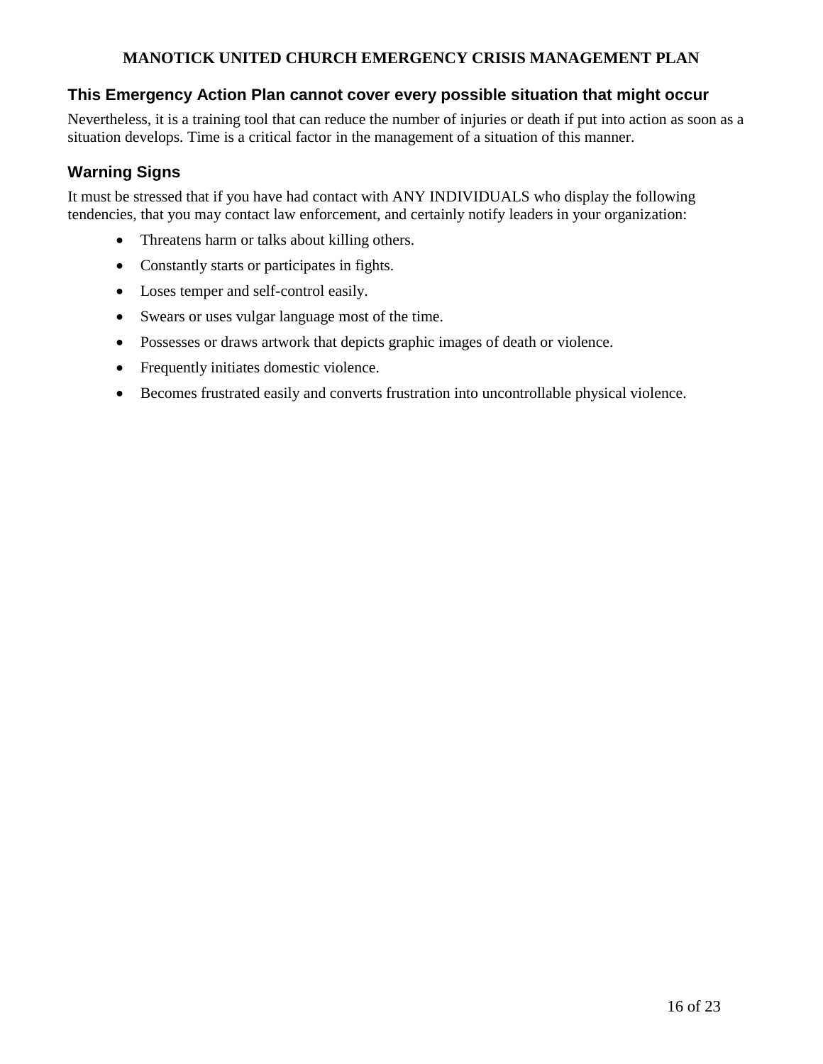## This Emergency Action Plan cannot cover every possible situation that might occur

Nevertheless, it is a training tool that can reduce the number of injuries or death if put into action as soon as a situation develops. Time is a critical factor in the management of a situation of this manner.

## Warning Signs

It must be stressed that if you have had contact with ANY INDIVIDUALS who display the following tendencies, that you may contact law enforcement, and certainly notify leaders in your organization:

- Threatens harm or talks about killing others.
- Constantly starts or participates in fights.
- Loses temper and self-control easily.
- Swears or uses vulgar language most of the time.
- Possesses or draws artwork that depicts graphic images of death or violence.
- Frequently initiates domestic violence.
- Becomes frustrated easily and converts frustration into uncontrollable physical violence.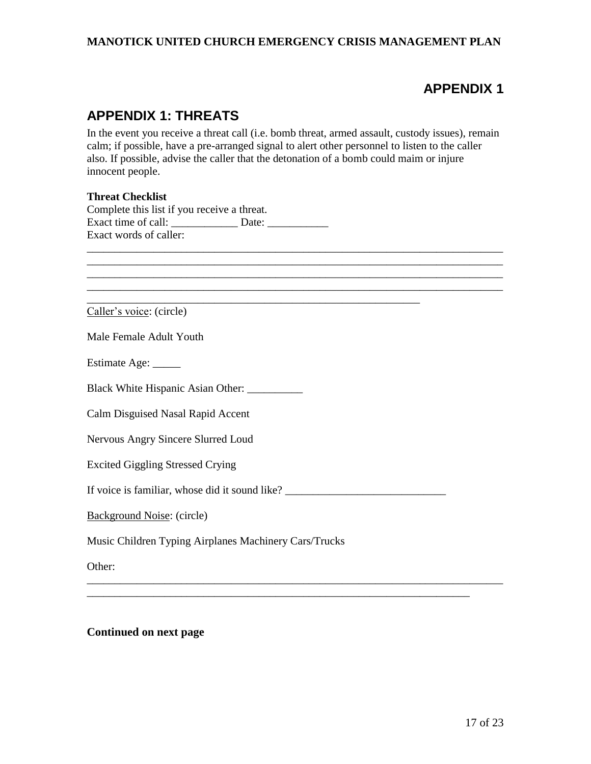# APPENDIX 1

## APPENDIX 1: THREATS

In the event you receive a threat call (i.e. bomb threat, armed assault, custody issues), remain calm; if possible, have a pre-arranged signal to alert other personnel to listen to the caller also. If possible, advise the caller that the detonation of a bomb could maim or injure innocent people.

**Threat Checklist**

Complete this list if you receive a threat.

Exact time of call: ____________ Date: ___________

Exact words of caller:

_____________________________________________________________________________

_____________________________________________________________________________

_____________________________________________________________________________

_____________________________________________________________________________

_____________________________________________________________

Caller's voice: (circle)

Male Female Adult Youth

Estimate Age: _____

Black White Hispanic Asian Other: __________

Calm Disguised Nasal Rapid Accent

Nervous Angry Sincere Slurred Loud

Excited Giggling Stressed Crying

If voice is familiar, whose did it sound like? _____________________________

Background Noise: (circle)

Music Children Typing Airplanes Machinery Cars/Trucks

Other:

_____________________________________________________________________________

______________________________________________________________________

**Continued on next page**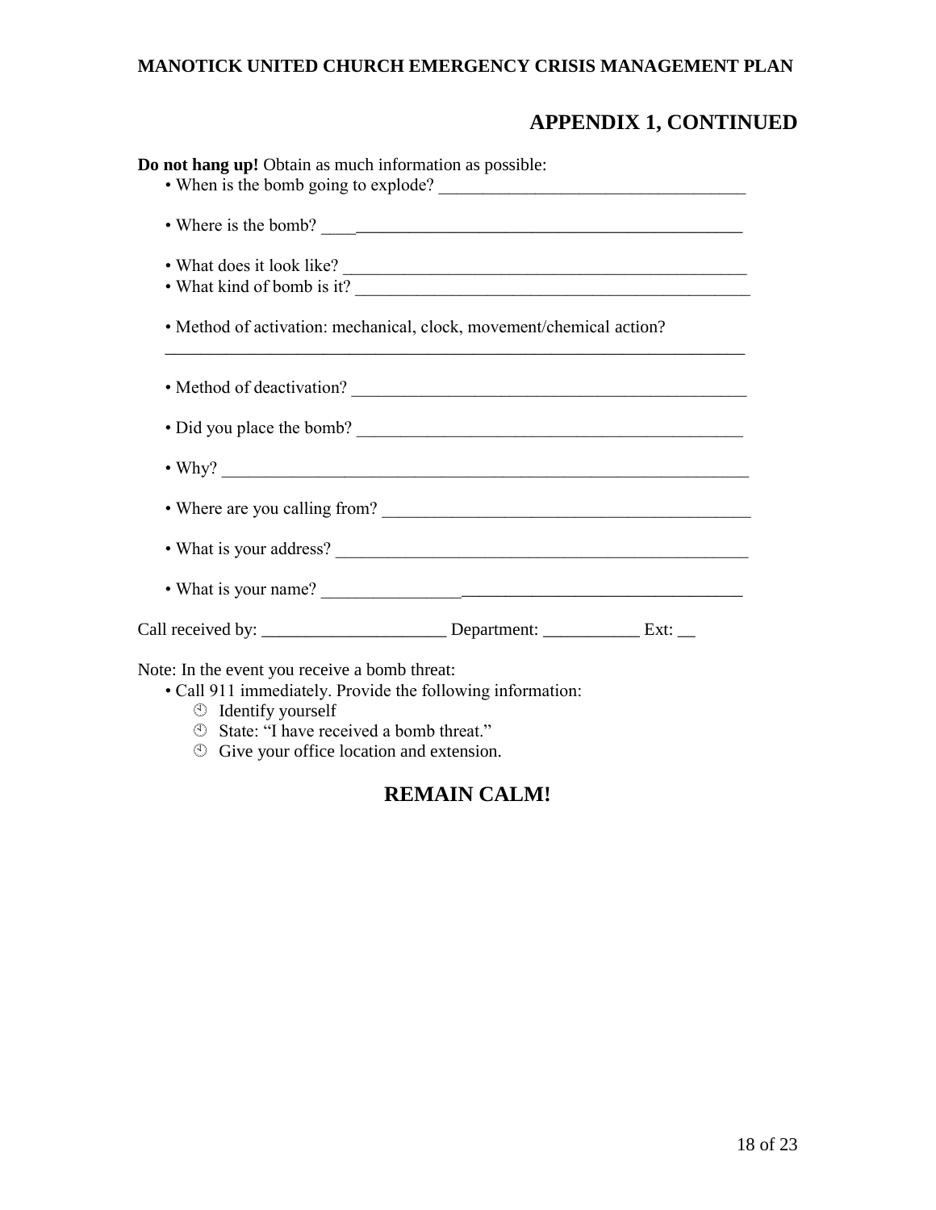## APPENDIX 1, CONTINUED

**Do not hang up!** Obtain as much information as possible:

- When is the bomb going to explode? ___________________________________
- Where is the bomb? ___________________________________________
- What does it look like? ____________________________________________
- What kind of bomb is it? ___________________________________________
- Method of activation: mechanical, clock, movement/chemical action? ___________________________________________________________________
- Method of deactivation? ____________________________________________
- Did you place the bomb? ___________________________________________
- Why? ______________________________________________________________
- Where are you calling from? ________________________________________
- What is your address? _______________________________________________
- What is your name? ________________________________________________

Call received by: _____________________ Department: ___________ Ext: __

Note: In the event you receive a bomb threat:

- Call 911 immediately. Provide the following information:
  - Identify yourself
  - State: “I have received a bomb threat.”
  - Give your office location and extension.

**REMAIN CALM!**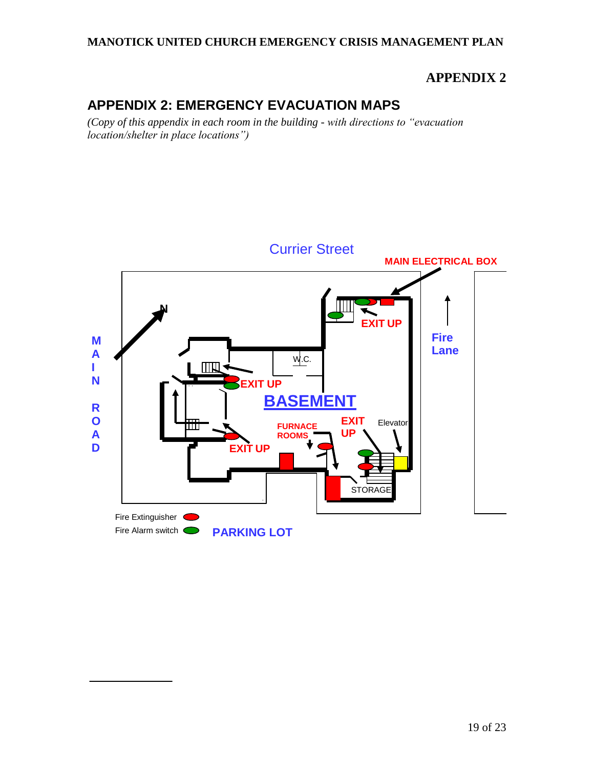**APPENDIX 2**

## APPENDIX 2: EMERGENCY EVACUATION MAPS

*(Copy of this appendix in each room in the building - with directions to "evacuation location/shelter in place locations")*

Currier Street

MAIN ELECTRICAL BOX

N

MAIN ROAD

Fire Lane

EXIT UP

W.C.

EXIT UP

BASEMENT

FURNACE ROOMS

EXIT UP

Elevator

EXIT UP

STORAGE

Fire Extinguisher

Fire Alarm switch

PARKING LOT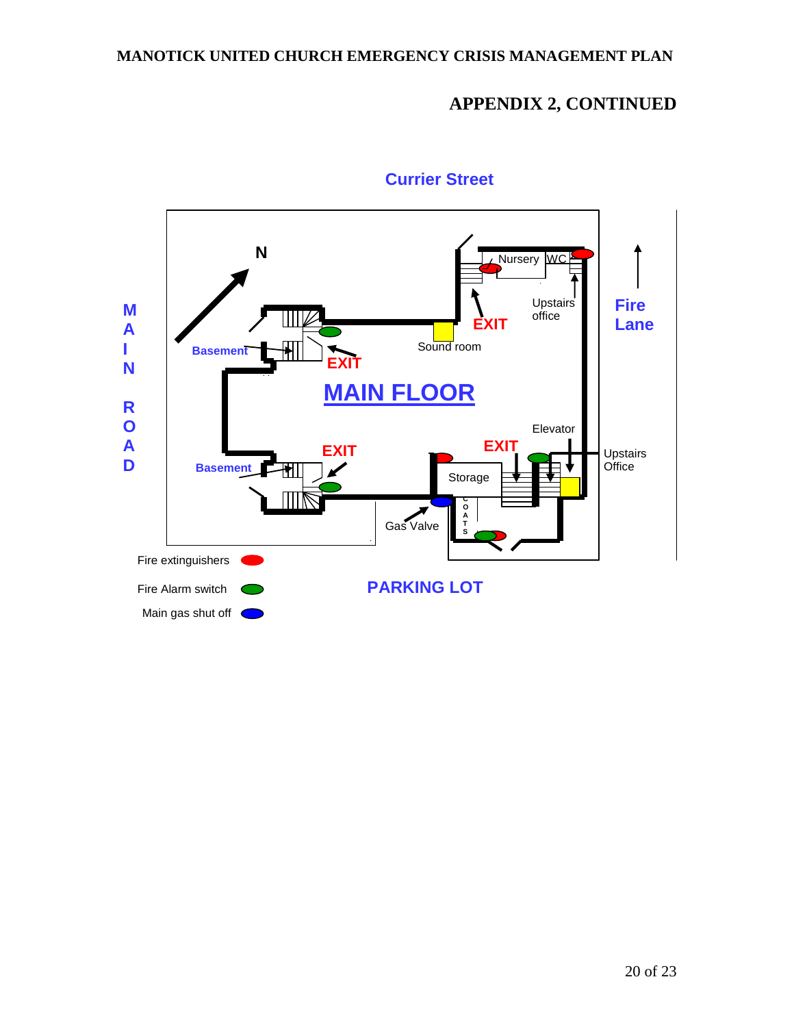MANOTICK UNITED CHURCH EMERGENCY CRISIS MANAGEMENT PLAN

## APPENDIX 2, CONTINUED

Curriller Street

MAIN ROAD

N

Basement

EXIT

MAIN FLOOR

Basement

EXIT

Nursery

WC

Upstairs office

EXIT

Sound room

Fire Lane

Elevator

EXIT

Upstairs Office

Storage

COATS

Gas Valve

Fire extinguishers

Fire Alarm switch

Main gas shut off

PARKING LOT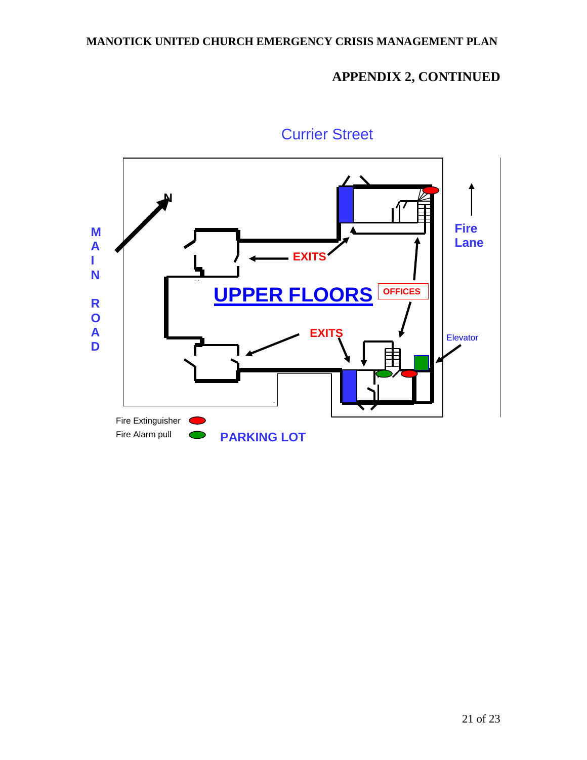## APPENDIX 2, CONTINUED

Curier Street

MAIN ROAD

N

Fire Lane

EXITS

**UPPER FLOORS**

OFFICES

EXITS

Elevator

Fire Extinguisher

Fire Alarm pull

PARKING LOT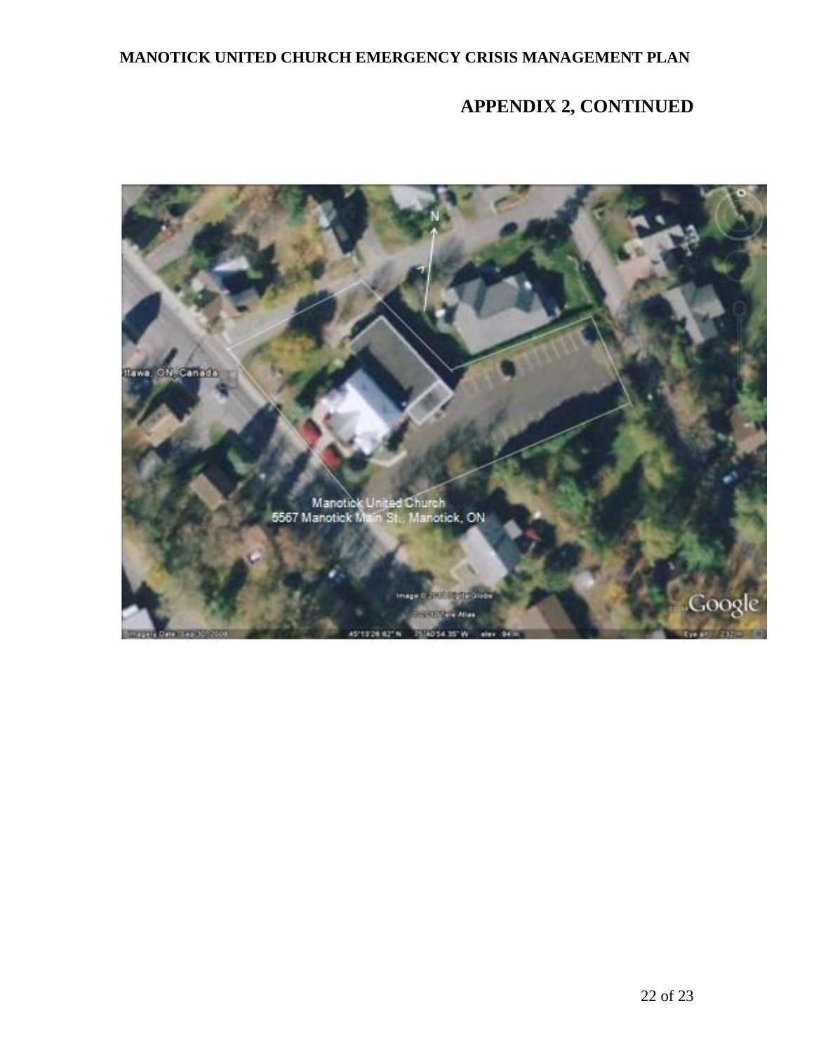## APPENDIX 2, CONTINUED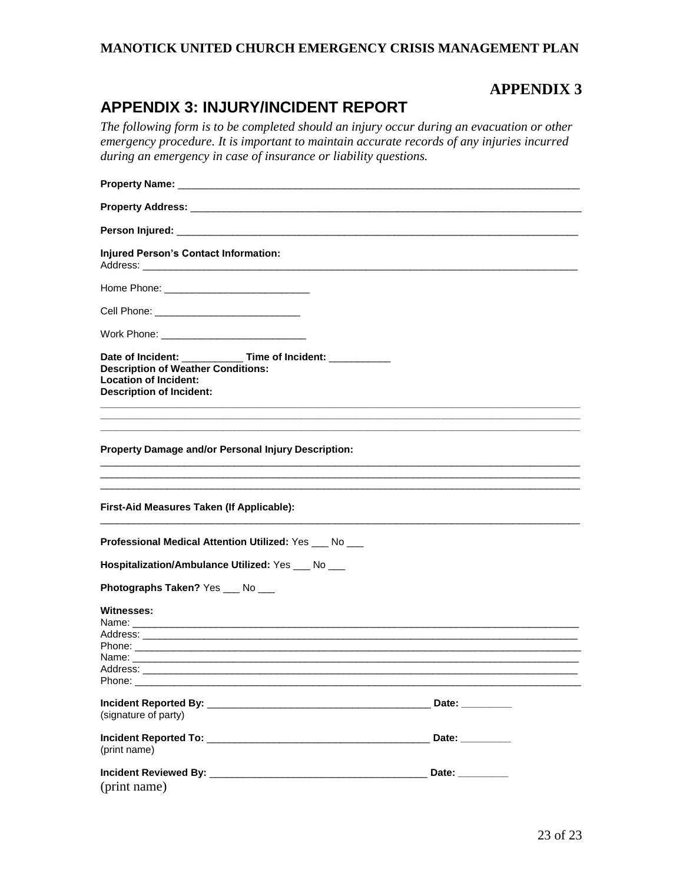## APPENDIX 3

## APPENDIX 3: INJURY/INCIDENT REPORT

*The following form is to be completed should an injury occur during an evacuation or other emergency procedure. It is important to maintain accurate records of any injuries incurred during an emergency in case of insurance or liability questions.*

**Property Name:** ____________________________________________________________________

**Property Address:** __________________________________________________________________

**Person Injured:** ____________________________________________________________________

**Injured Person's Contact Information:**
Address: ___________________________________________________________________________

Home Phone: __________________________

Cell Phone: __________________________

Work Phone: __________________________

**Date of Incident:** ___________ **Time of Incident:** ___________
**Description of Weather Conditions:**
**Location of Incident:**
**Description of Incident:**

______________________________________________________________________________________
______________________________________________________________________________________
______________________________________________________________________________________

**Property Damage and/or Personal Injury Description:**

______________________________________________________________________________________
______________________________________________________________________________________
______________________________________________________________________________________

**First-Aid Measures Taken (If Applicable):**

______________________________________________________________________________________

**Professional Medical Attention Utilized:** Yes ___ No ___

**Hospitalization/Ambulance Utilized:** Yes ___ No ___

**Photographs Taken?** Yes ___ No ___

**Witnesses:**
Name: _____________________________________________________________________________
Address: ___________________________________________________________________________
Phone: _____________________________________________________________________________
Name: _____________________________________________________________________________
Address: ___________________________________________________________________________
Phone: _____________________________________________________________________________

**Incident Reported By:** ________________________________________ **Date:** _________
(signature of party)

**Incident Reported To:** ________________________________________ **Date:** _________
(print name)

**Incident Reviewed By:** _______________________________________ **Date:** _________
(print name)